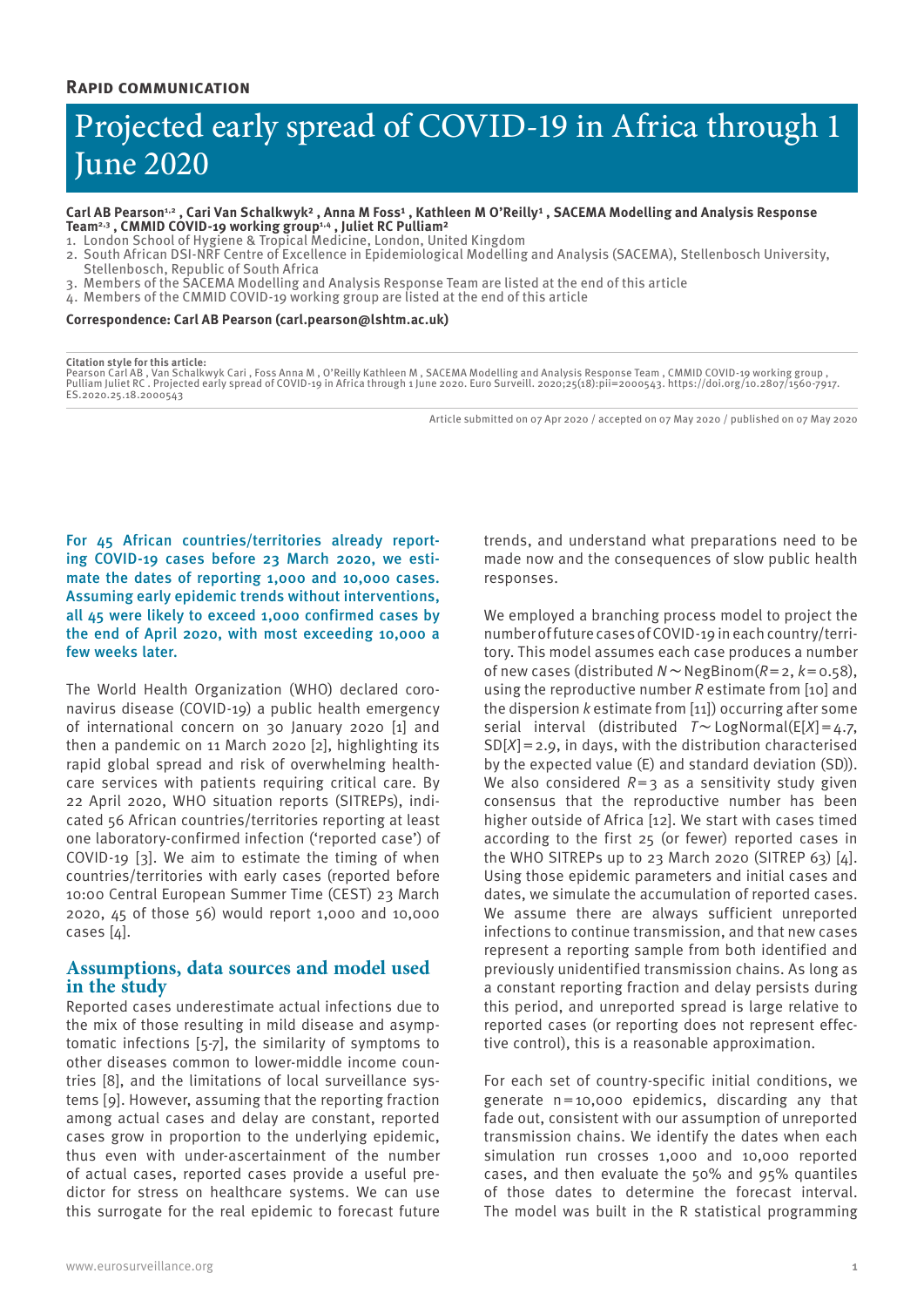**Rapid communication**

# Projected early spread of COVID-19 in Africa through 1 June 2020

**Carl AB Pearson[1,2] , Cari Van Schalkwyk[2] , Anna M Foss[1] , Kathleen M O'Reilly[1] , SACEMA Modelling and Analysis Response Team[2,3] , CMMID COVID-19 working group[1,4] , Juliet RC Pulliam[2]**

1. London School of Hygiene & Tropical Medicine, London, United Kingdom
2. South African DSI-NRF Centre of Excellence in Epidemiological Modelling and Analysis (SACEMA), Stellenbosch University, Stellenbosch, Republic of South Africa
3. Members of the SACEMA Modelling and Analysis Response Team are listed at the end of this article
4. Members of the CMMID COVID-19 working group are listed at the end of this article

**Correspondence: Carl AB Pearson (carl.pearson@lshtm.ac.uk)**

**Citation style for this article:**
Pearson Carl AB , Van Schalkwyk Cari , Foss Anna M , O'Reilly Kathleen M , SACEMA Modelling and Analysis Response Team , CMMID COVID-19 working group , Pulliam Juliet RC . Projected early spread of COVID-19 in Africa through 1 June 2020. Euro Surveill. 2020;25(18):pii=2000543. https://doi.org/10.2807/1560-7917.ES.2020.25.18.2000543

Article submitted on 07 Apr 2020 / accepted on 07 May 2020 / published on 07 May 2020

For 45 African countries/territories already reporting COVID-19 cases before 23 March 2020, we estimate the dates of reporting 1,000 and 10,000 cases. Assuming early epidemic trends without interventions, all 45 were likely to exceed 1,000 confirmed cases by the end of April 2020, with most exceeding 10,000 a few weeks later.

The World Health Organization (WHO) declared coronavirus disease (COVID-19) a public health emergency of international concern on 30 January 2020 [1] and then a pandemic on 11 March 2020 [2], highlighting its rapid global spread and risk of overwhelming healthcare services with patients requiring critical care. By 22 April 2020, WHO situation reports (SITREPs), indicated 56 African countries/territories reporting at least one laboratory-confirmed infection ('reported case') of COVID-19 [3]. We aim to estimate the timing of when countries/territories with early cases (reported before 10:00 Central European Summer Time (CEST) 23 March 2020, 45 of those 56) would report 1,000 and 10,000 cases [4].

## Assumptions, data sources and model used in the study

Reported cases underestimate actual infections due to the mix of those resulting in mild disease and asymptomatic infections [5-7], the similarity of symptoms to other diseases common to lower-middle income countries [8], and the limitations of local surveillance systems [9]. However, assuming that the reporting fraction among actual cases and delay are constant, reported cases grow in proportion to the underlying epidemic, thus even with under-ascertainment of the number of actual cases, reported cases provide a useful predictor for stress on healthcare systems. We can use this surrogate for the real epidemic to forecast future trends, and understand what preparations need to be made now and the consequences of slow public health responses.

We employed a branching process model to project the number of future cases of COVID-19 in each country/territory. This model assumes each case produces a number of new cases (distributed $N \sim \text{NegBinom}(R=2, k=0.58)$, using the reproductive number $R$ estimate from [10] and the dispersion $k$ estimate from [11]) occurring after some serial interval (distributed $T \sim \text{LogNormal}(\text{E}[X]=4.7, \text{SD}[X]=2.9$, in days, with the distribution characterised by the expected value (E) and standard deviation (SD)). We also considered $R=3$ as a sensitivity study given consensus that the reproductive number has been higher outside of Africa [12]. We start with cases timed according to the first 25 (or fewer) reported cases in the WHO SITREPs up to 23 March 2020 (SITREP 63) [4]. Using those epidemic parameters and initial cases and dates, we simulate the accumulation of reported cases. We assume there are always sufficient unreported infections to continue transmission, and that new cases represent a reporting sample from both identified and previously unidentified transmission chains. As long as a constant reporting fraction and delay persists during this period, and unreported spread is large relative to reported cases (or reporting does not represent effective control), this is a reasonable approximation.

For each set of country-specific initial conditions, we generate n = 10,000 epidemics, discarding any that fade out, consistent with our assumption of unreported transmission chains. We identify the dates when each simulation run crosses 1,000 and 10,000 reported cases, and then evaluate the 50% and 95% quantiles of those dates to determine the forecast interval. The model was built in the R statistical programming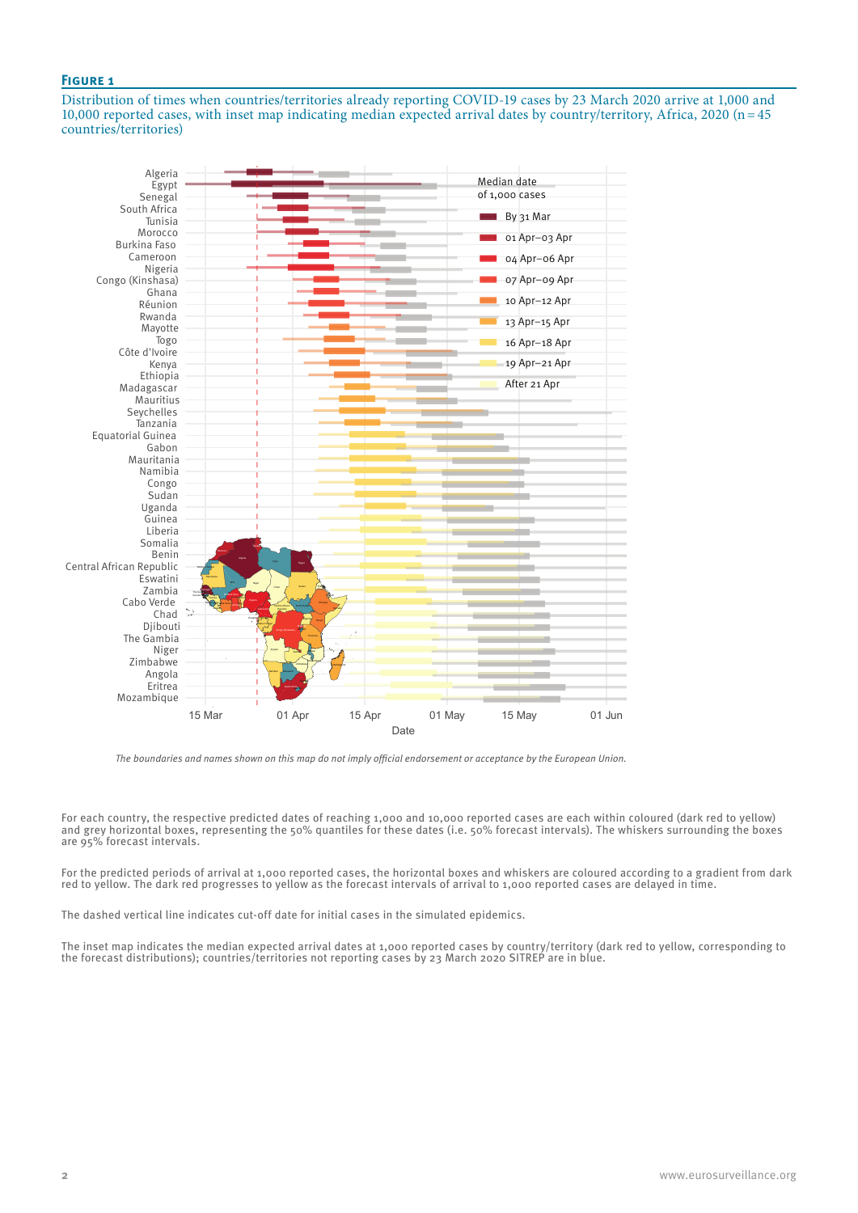**Figure 1**

Distribution of times when countries/territories already reporting COVID-19 cases by 23 March 2020 arrive at 1,000 and 10,000 reported cases, with inset map indicating median expected arrival dates by country/territory, Africa, 2020 (n = 45 countries/territories)

*The boundaries and names shown on this map do not imply official endorsement or acceptance by the European Union.*

For each country, the respective predicted dates of reaching 1,000 and 10,000 reported cases are each within coloured (dark red to yellow) and grey horizontal boxes, representing the 50% quantiles for these dates (i.e. 50% forecast intervals). The whiskers surrounding the boxes are 95% forecast intervals.

For the predicted periods of arrival at 1,000 reported cases, the horizontal boxes and whiskers are coloured according to a gradient from dark red to yellow. The dark red progresses to yellow as the forecast intervals of arrival to 1,000 reported cases are delayed in time.

The dashed vertical line indicates cut-off date for initial cases in the simulated epidemics.

The inset map indicates the median expected arrival dates at 1,000 reported cases by country/territory (dark red to yellow, corresponding to the forecast distributions); countries/territories not reporting cases by 23 March 2020 SITREP are in blue.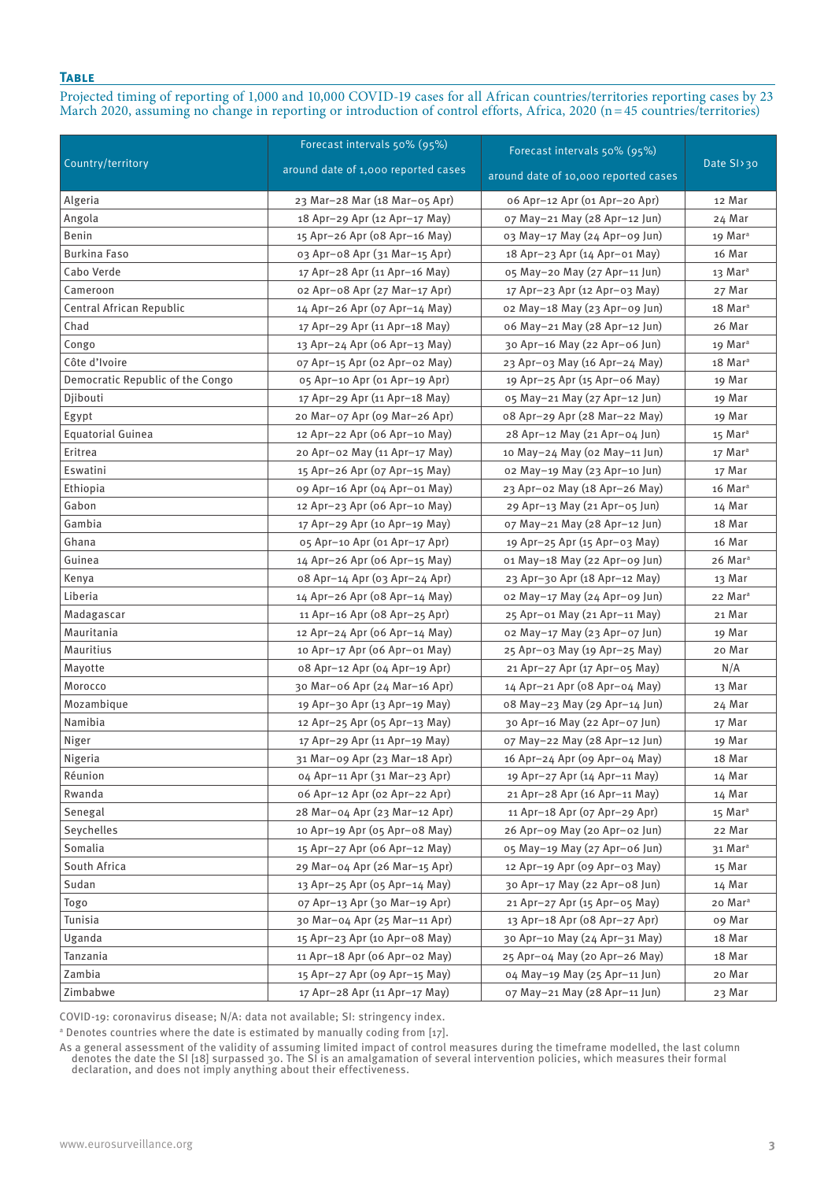**Table**

Projected timing of reporting of 1,000 and 10,000 COVID-19 cases for all African countries/territories reporting cases by 23 March 2020, assuming no change in reporting or introduction of control efforts, Africa, 2020 (n = 45 countries/territories)

| Country/territory | Forecast intervals 50% (95%) around date of 1,000 reported cases | Forecast intervals 50% (95%) around date of 10,000 reported cases | Date SI>30 |
|---|---|---|---|
| Algeria | 23 Mar–28 Mar (18 Mar–05 Apr) | 06 Apr–12 Apr (01 Apr–20 Apr) | 12 Mar |
| Angola | 18 Apr–29 Apr (12 Apr–17 May) | 07 May–21 May (28 Apr–12 Jun) | 24 Mar |
| Benin | 15 Apr–26 Apr (08 Apr–16 May) | 03 May–17 May (24 Apr–09 Jun) | 19 Mar[a] |
| Burkina Faso | 03 Apr–08 Apr (31 Mar–15 Apr) | 18 Apr–23 Apr (14 Apr–01 May) | 16 Mar |
| Cabo Verde | 17 Apr–28 Apr (11 Apr–16 May) | 05 May–20 May (27 Apr–11 Jun) | 13 Mar[a] |
| Cameroon | 02 Apr–08 Apr (27 Mar–17 Apr) | 17 Apr–23 Apr (12 Apr–03 May) | 27 Mar |
| Central African Republic | 14 Apr–26 Apr (07 Apr–14 May) | 02 May–18 May (23 Apr–09 Jun) | 18 Mar[a] |
| Chad | 17 Apr–29 Apr (11 Apr–18 May) | 06 May–21 May (28 Apr–12 Jun) | 26 Mar |
| Congo | 13 Apr–24 Apr (06 Apr–13 May) | 30 Apr–16 May (22 Apr–06 Jun) | 19 Mar[a] |
| Côte d'Ivoire | 07 Apr–15 Apr (02 Apr–02 May) | 23 Apr–03 May (16 Apr–24 May) | 18 Mar[a] |
| Democratic Republic of the Congo | 05 Apr–10 Apr (01 Apr–19 Apr) | 19 Apr–25 Apr (15 Apr–06 May) | 19 Mar |
| Djibouti | 17 Apr–29 Apr (11 Apr–18 May) | 05 May–21 May (27 Apr–12 Jun) | 19 Mar |
| Egypt | 20 Mar–07 Apr (09 Mar–26 Apr) | 08 Apr–29 Apr (28 Mar–22 May) | 19 Mar |
| Equatorial Guinea | 12 Apr–22 Apr (06 Apr–10 May) | 28 Apr–12 May (21 Apr–04 Jun) | 15 Mar[a] |
| Eritrea | 20 Apr–02 May (11 Apr–17 May) | 10 May–24 May (02 May–11 Jun) | 17 Mar[a] |
| Eswatini | 15 Apr–26 Apr (07 Apr–15 May) | 02 May–19 May (23 Apr–10 Jun) | 17 Mar |
| Ethiopia | 09 Apr–16 Apr (04 Apr–01 May) | 23 Apr–02 May (18 Apr–26 May) | 16 Mar[a] |
| Gabon | 12 Apr–23 Apr (06 Apr–10 May) | 29 Apr–13 May (21 Apr–05 Jun) | 14 Mar |
| Gambia | 17 Apr–29 Apr (10 Apr–19 May) | 07 May–21 May (28 Apr–12 Jun) | 18 Mar |
| Ghana | 05 Apr–10 Apr (01 Apr–17 Apr) | 19 Apr–25 Apr (15 Apr–03 May) | 16 Mar |
| Guinea | 14 Apr–26 Apr (06 Apr–15 May) | 01 May–18 May (22 Apr–09 Jun) | 26 Mar[a] |
| Kenya | 08 Apr–14 Apr (03 Apr–24 Apr) | 23 Apr–30 Apr (18 Apr–12 May) | 13 Mar |
| Liberia | 14 Apr–26 Apr (08 Apr–14 May) | 02 May–17 May (24 Apr–09 Jun) | 22 Mar[a] |
| Madagascar | 11 Apr–16 Apr (08 Apr–25 Apr) | 25 Apr–01 May (21 Apr–11 May) | 21 Mar |
| Mauritania | 12 Apr–24 Apr (06 Apr–14 May) | 02 May–17 May (23 Apr–07 Jun) | 19 Mar |
| Mauritius | 10 Apr–17 Apr (06 Apr–01 May) | 25 Apr–03 May (19 Apr–25 May) | 20 Mar |
| Mayotte | 08 Apr–12 Apr (04 Apr–19 Apr) | 21 Apr–27 Apr (17 Apr–05 May) | N/A |
| Morocco | 30 Mar–06 Apr (24 Mar–16 Apr) | 14 Apr–21 Apr (08 Apr–04 May) | 13 Mar |
| Mozambique | 19 Apr–30 Apr (13 Apr–19 May) | 08 May–23 May (29 Apr–14 Jun) | 24 Mar |
| Namibia | 12 Apr–25 Apr (05 Apr–13 May) | 30 Apr–16 May (22 Apr–07 Jun) | 17 Mar |
| Niger | 17 Apr–29 Apr (11 Apr–19 May) | 07 May–22 May (28 Apr–12 Jun) | 19 Mar |
| Nigeria | 31 Mar–09 Apr (23 Mar–18 Apr) | 16 Apr–24 Apr (09 Apr–04 May) | 18 Mar |
| Réunion | 04 Apr–11 Apr (31 Mar–23 Apr) | 19 Apr–27 Apr (14 Apr–11 May) | 14 Mar |
| Rwanda | 06 Apr–12 Apr (02 Apr–22 Apr) | 21 Apr–28 Apr (16 Apr–11 May) | 14 Mar |
| Senegal | 28 Mar–04 Apr (23 Mar–12 Apr) | 11 Apr–18 Apr (07 Apr–29 Apr) | 15 Mar[a] |
| Seychelles | 10 Apr–19 Apr (05 Apr–08 May) | 26 Apr–09 May (20 Apr–02 Jun) | 22 Mar |
| Somalia | 15 Apr–27 Apr (06 Apr–12 May) | 05 May–19 May (27 Apr–06 Jun) | 31 Mar[a] |
| South Africa | 29 Mar–04 Apr (26 Mar–15 Apr) | 12 Apr–19 Apr (09 Apr–03 May) | 15 Mar |
| Sudan | 13 Apr–25 Apr (05 Apr–14 May) | 30 Apr–17 May (22 Apr–08 Jun) | 14 Mar |
| Togo | 07 Apr–13 Apr (30 Mar–19 Apr) | 21 Apr–27 Apr (15 Apr–05 May) | 20 Mar[a] |
| Tunisia | 30 Mar–04 Apr (25 Mar–11 Apr) | 13 Apr–18 Apr (08 Apr–27 Apr) | 09 Mar |
| Uganda | 15 Apr–23 Apr (10 Apr–08 May) | 30 Apr–10 May (24 Apr–31 May) | 18 Mar |
| Tanzania | 11 Apr–18 Apr (06 Apr–02 May) | 25 Apr–04 May (20 Apr–26 May) | 18 Mar |
| Zambia | 15 Apr–27 Apr (09 Apr–15 May) | 04 May–19 May (25 Apr–11 Jun) | 20 Mar |
| Zimbabwe | 17 Apr–28 Apr (11 Apr–17 May) | 07 May–21 May (28 Apr–11 Jun) | 23 Mar |

COVID-19: coronavirus disease; N/A: data not available; SI: stringency index.

[a] Denotes countries where the date is estimated by manually coding from [17].

As a general assessment of the validity of assuming limited impact of control measures during the timeframe modelled, the last column denotes the date the SI [18] surpassed 30. The SI is an amalgamation of several intervention policies, which measures their formal declaration, and does not imply anything about their effectiveness.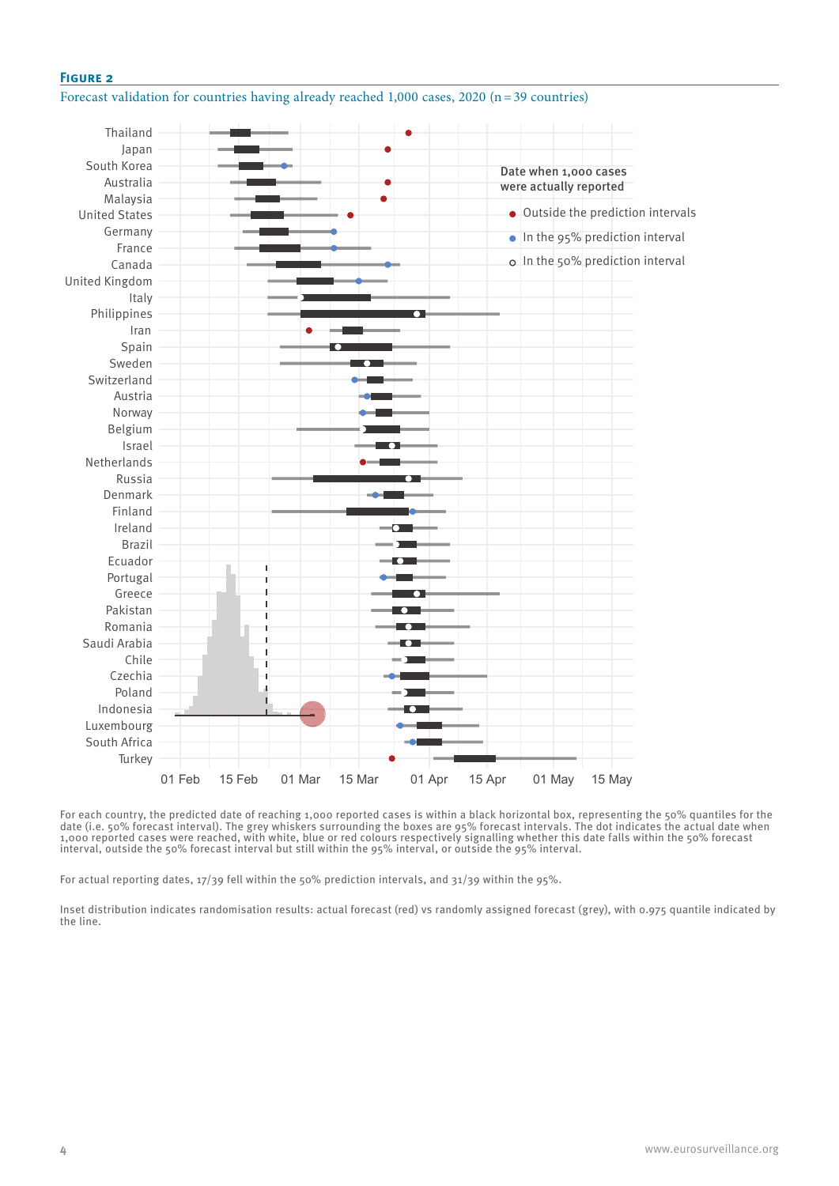**Figure 2**

Forecast validation for countries having already reached 1,000 cases, 2020 (n = 39 countries)

For each country, the predicted date of reaching 1,000 reported cases is within a black horizontal box, representing the 50% quantiles for the date (i.e. 50% forecast interval). The grey whiskers surrounding the boxes are 95% forecast intervals. The dot indicates the actual date when 1,000 reported cases were reached, with white, blue or red colours respectively signalling whether this date falls within the 50% forecast interval, outside the 50% forecast interval but still within the 95% interval, or outside the 95% interval.

For actual reporting dates, 17/39 fell within the 50% prediction intervals, and 31/39 within the 95%.

Inset distribution indicates randomisation results: actual forecast (red) vs randomly assigned forecast (grey), with 0.975 quantile indicated by the line.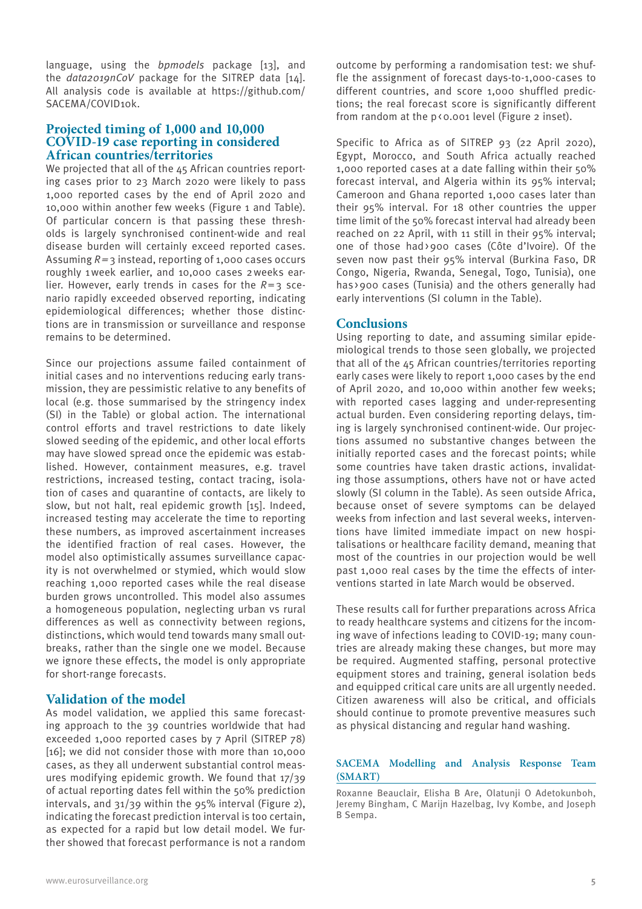language, using the *bpmodels* package [13], and the *data2019nCoV* package for the SITREP data [14]. All analysis code is available at https://github.com/SACEMA/COVID10k.

## Projected timing of 1,000 and 10,000 COVID-19 case reporting in considered African countries/territories

We projected that all of the 45 African countries reporting cases prior to 23 March 2020 were likely to pass 1,000 reported cases by the end of April 2020 and 10,000 within another few weeks (Figure 1 and Table). Of particular concern is that passing these thresholds is largely synchronised continent-wide and real disease burden will certainly exceed reported cases. Assuming $R = 3$ instead, reporting of 1,000 cases occurs roughly 1 week earlier, and 10,000 cases 2 weeks earlier. However, early trends in cases for the $R = 3$ scenario rapidly exceeded observed reporting, indicating epidemiological differences; whether those distinctions are in transmission or surveillance and response remains to be determined.

Since our projections assume failed containment of initial cases and no interventions reducing early transmission, they are pessimistic relative to any benefits of local (e.g. those summarised by the stringency index (SI) in the Table) or global action. The international control efforts and travel restrictions to date likely slowed seeding of the epidemic, and other local efforts may have slowed spread once the epidemic was established. However, containment measures, e.g. travel restrictions, increased testing, contact tracing, isolation of cases and quarantine of contacts, are likely to slow, but not halt, real epidemic growth [15]. Indeed, increased testing may accelerate the time to reporting these numbers, as improved ascertainment increases the identified fraction of real cases. However, the model also optimistically assumes surveillance capacity is not overwhelmed or stymied, which would slow reaching 1,000 reported cases while the real disease burden grows uncontrolled. This model also assumes a homogeneous population, neglecting urban vs rural differences as well as connectivity between regions, distinctions, which would tend towards many small outbreaks, rather than the single one we model. Because we ignore these effects, the model is only appropriate for short-range forecasts.

## Validation of the model

As model validation, we applied this same forecasting approach to the 39 countries worldwide that had exceeded 1,000 reported cases by 7 April (SITREP 78) [16]; we did not consider those with more than 10,000 cases, as they all underwent substantial control measures modifying epidemic growth. We found that 17/39 of actual reporting dates fell within the 50% prediction intervals, and 31/39 within the 95% interval (Figure 2), indicating the forecast prediction interval is too certain, as expected for a rapid but low detail model. We further showed that forecast performance is not a random outcome by performing a randomisation test: we shuffle the assignment of forecast days-to-1,000-cases to different countries, and score 1,000 shuffled predictions; the real forecast score is significantly different from random at the $p < 0.001$ level (Figure 2 inset).

Specific to Africa as of SITREP 93 (22 April 2020), Egypt, Morocco, and South Africa actually reached 1,000 reported cases at a date falling within their 50% forecast interval, and Algeria within its 95% interval; Cameroon and Ghana reported 1,000 cases later than their 95% interval. For 18 other countries the upper time limit of the 50% forecast interval had already been reached on 22 April, with 11 still in their 95% interval; one of those had > 900 cases (Côte d'Ivoire). Of the seven now past their 95% interval (Burkina Faso, DR Congo, Nigeria, Rwanda, Senegal, Togo, Tunisia), one has > 900 cases (Tunisia) and the others generally had early interventions (SI column in the Table).

## Conclusions

Using reporting to date, and assuming similar epidemiological trends to those seen globally, we projected that all of the 45 African countries/territories reporting early cases were likely to report 1,000 cases by the end of April 2020, and 10,000 within another few weeks; with reported cases lagging and under-representing actual burden. Even considering reporting delays, timing is largely synchronised continent-wide. Our projections assumed no substantive changes between the initially reported cases and the forecast points; while some countries have taken drastic actions, invalidating those assumptions, others have not or have acted slowly (SI column in the Table). As seen outside Africa, because onset of severe symptoms can be delayed weeks from infection and last several weeks, interventions have limited immediate impact on new hospitalisations or healthcare facility demand, meaning that most of the countries in our projection would be well past 1,000 real cases by the time the effects of interventions started in late March would be observed.

These results call for further preparations across Africa to ready healthcare systems and citizens for the incoming wave of infections leading to COVID-19; many countries are already making these changes, but more may be required. Augmented staffing, personal protective equipment stores and training, general isolation beds and equipped critical care units are all urgently needed. Citizen awareness will also be critical, and officials should continue to promote preventive measures such as physical distancing and regular hand washing.

### SACEMA Modelling and Analysis Response Team (SMART)

Roxanne Beauclair, Elisha B Are, Olatunji O Adetokunboh, Jeremy Bingham, C Marijn Hazelbag, Ivy Kombe, and Joseph B Sempa.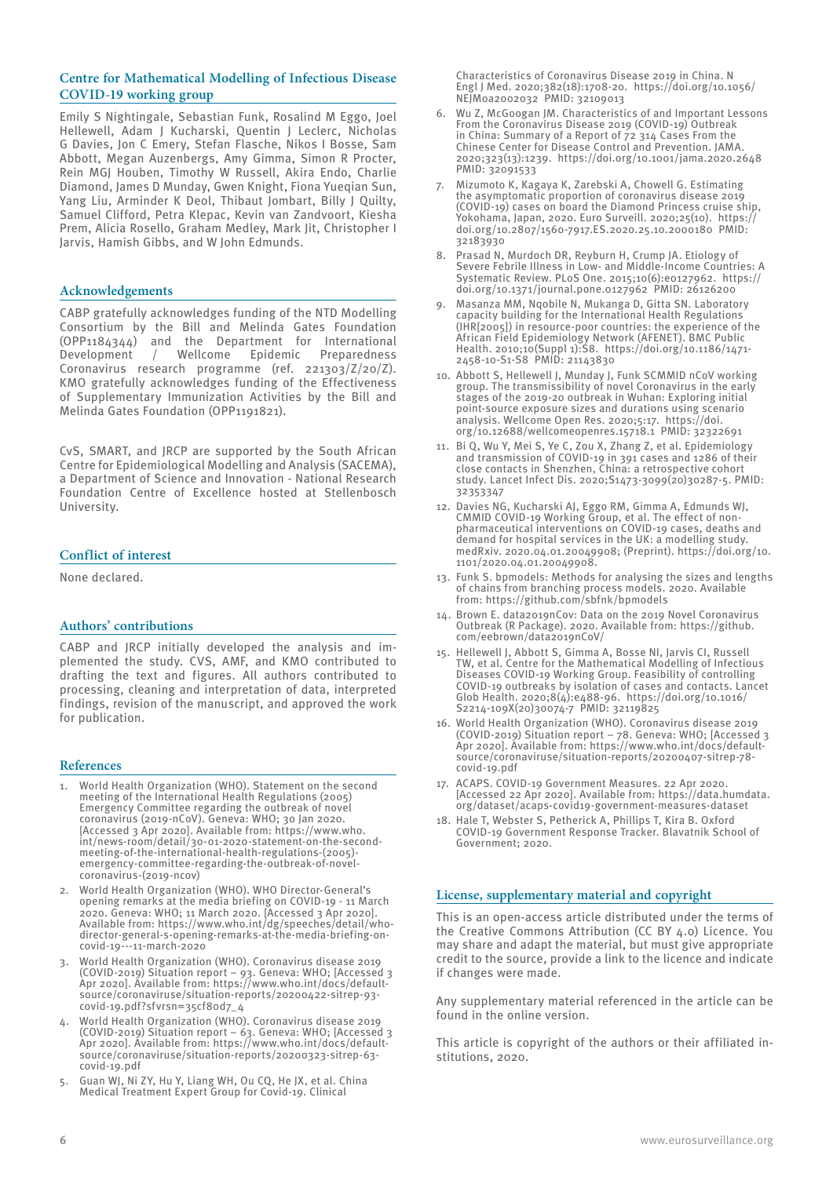## Centre for Mathematical Modelling of Infectious Disease COVID-19 working group

Emily S Nightingale, Sebastian Funk, Rosalind M Eggo, Joel Hellewell, Adam J Kucharski, Quentin J Leclerc, Nicholas G Davies, Jon C Emery, Stefan Flasche, Nikos I Bosse, Sam Abbott, Megan Auzenbergs, Amy Gimma, Simon R Procter, Rein MGJ Houben, Timothy W Russell, Akira Endo, Charlie Diamond, James D Munday, Gwen Knight, Fiona Yueqian Sun, Yang Liu, Arminder K Deol, Thibaut Jombart, Billy J Quilty, Samuel Clifford, Petra Klepac, Kevin van Zandvoort, Kiesha Prem, Alicia Rosello, Graham Medley, Mark Jit, Christopher I Jarvis, Hamish Gibbs, and W John Edmunds.

## Acknowledgements

CABP gratefully acknowledges funding of the NTD Modelling Consortium by the Bill and Melinda Gates Foundation (OPP1184344) and the Department for International Development / Wellcome Epidemic Preparedness Coronavirus research programme (ref. 221303/Z/20/Z). KMO gratefully acknowledges funding of the Effectiveness of Supplementary Immunization Activities by the Bill and Melinda Gates Foundation (OPP1191821).

CvS, SMART, and JRCP are supported by the South African Centre for Epidemiological Modelling and Analysis (SACEMA), a Department of Science and Innovation - National Research Foundation Centre of Excellence hosted at Stellenbosch University.

## Conflict of interest

None declared.

## Authors' contributions

CABP and JRCP initially developed the analysis and implemented the study. CVS, AMF, and KMO contributed to drafting the text and figures. All authors contributed to processing, cleaning and interpretation of data, interpreted findings, revision of the manuscript, and approved the work for publication.

## References

1. World Health Organization (WHO). Statement on the second meeting of the International Health Regulations (2005) Emergency Committee regarding the outbreak of novel coronavirus (2019-nCoV). Geneva: WHO; 30 Jan 2020. [Accessed 3 Apr 2020]. Available from: https://www.who.int/news-room/detail/30-01-2020-statement-on-the-second-meeting-of-the-international-health-regulations-(2005)-emergency-committee-regarding-the-outbreak-of-novel-coronavirus-(2019-ncov)
2. World Health Organization (WHO). WHO Director-General's opening remarks at the media briefing on COVID-19 - 11 March 2020. Geneva: WHO; 11 March 2020. [Accessed 3 Apr 2020]. Available from: https://www.who.int/dg/speeches/detail/who-director-general-s-opening-remarks-at-the-media-briefing-on-covid-19---11-march-2020
3. World Health Organization (WHO). Coronavirus disease 2019 (COVID-2019) Situation report – 93. Geneva: WHO; [Accessed 3 Apr 2020]. Available from: https://www.who.int/docs/default-source/coronaviruse/situation-reports/20200422-sitrep-93-covid-19.pdf?sfvrsn=35cf80d7_4
4. World Health Organization (WHO). Coronavirus disease 2019 (COVID-2019) Situation report – 63. Geneva: WHO; [Accessed 3 Apr 2020]. Available from: https://www.who.int/docs/default-source/coronaviruse/situation-reports/20200323-sitrep-63-covid-19.pdf
5. Guan WJ, Ni ZY, Hu Y, Liang WH, Ou CQ, He JX, et al. China Medical Treatment Expert Group for Covid-19. Clinical Characteristics of Coronavirus Disease 2019 in China. N Engl J Med. 2020;382(18):1708-20. https://doi.org/10.1056/NEJMoa2002032 PMID: 32109013
6. Wu Z, McGoogan JM. Characteristics of and Important Lessons From the Coronavirus Disease 2019 (COVID-19) Outbreak in China: Summary of a Report of 72 314 Cases From the Chinese Center for Disease Control and Prevention. JAMA. 2020;323(13):1239. https://doi.org/10.1001/jama.2020.2648 PMID: 32091533
7. Mizumoto K, Kagaya K, Zarebski A, Chowell G. Estimating the asymptomatic proportion of coronavirus disease 2019 (COVID-19) cases on board the Diamond Princess cruise ship, Yokohama, Japan, 2020. Euro Surveill. 2020;25(10). https://doi.org/10.2807/1560-7917.ES.2020.25.10.2000180 PMID: 32183930
8. Prasad N, Murdoch DR, Reyburn H, Crump JA. Etiology of Severe Febrile Illness in Low- and Middle-Income Countries: A Systematic Review. PLoS One. 2015;10(6):e0127962. https://doi.org/10.1371/journal.pone.0127962 PMID: 26126200
9. Masanza MM, Nqobile N, Mukanga D, Gitta SN. Laboratory capacity building for the International Health Regulations (IHR[2005]) in resource-poor countries: the experience of the African Field Epidemiology Network (AFENET). BMC Public Health. 2010;10(Suppl 1):S8. https://doi.org/10.1186/1471-2458-10-S1-S8 PMID: 21143830
10. Abbott S, Hellewell J, Munday J, Funk SCMMID nCoV working group. The transmissibility of novel Coronavirus in the early stages of the 2019-20 outbreak in Wuhan: Exploring initial point-source exposure sizes and durations using scenario analysis. Wellcome Open Res. 2020;5:17. https://doi.org/10.12688/wellcomeopenres.15718.1 PMID: 32322691
11. Bi Q, Wu Y, Mei S, Ye C, Zou X, Zhang Z, et al. Epidemiology and transmission of COVID-19 in 391 cases and 1286 of their close contacts in Shenzhen, China: a retrospective cohort study. Lancet Infect Dis. 2020;S1473-3099(20)30287-5. PMID: 32353347
12. Davies NG, Kucharski AJ, Eggo RM, Gimma A, Edmunds WJ, CMMID COVID-19 Working Group, et al. The effect of non-pharmaceutical interventions on COVID-19 cases, deaths and demand for hospital services in the UK: a modelling study. medRxiv. 2020.04.01.20049908; (Preprint). https://doi.org/10.1101/2020.04.01.20049908.
13. Funk S. bpmodels: Methods for analysing the sizes and lengths of chains from branching process models. 2020. Available from: https://github.com/sbfnk/bpmodels
14. Brown E. data2019nCov: Data on the 2019 Novel Coronavirus Outbreak (R Package). 2020. Available from: https://github.com/eebrown/data2019nCoV/
15. Hellewell J, Abbott S, Gimma A, Bosse NI, Jarvis CI, Russell TW, et al. Centre for the Mathematical Modelling of Infectious Diseases COVID-19 Working Group. Feasibility of controlling COVID-19 outbreaks by isolation of cases and contacts. Lancet Glob Health. 2020;8(4):e488-96. https://doi.org/10.1016/S2214-109X(20)30074-7 PMID: 32119825
16. World Health Organization (WHO). Coronavirus disease 2019 (COVID-2019) Situation report – 78. Geneva: WHO; [Accessed 3 Apr 2020]. Available from: https://www.who.int/docs/default-source/coronaviruse/situation-reports/20200407-sitrep-78-covid-19.pdf
17. ACAPS. COVID-19 Government Measures. 22 Apr 2020. [Accessed 22 Apr 2020]. Available from: https://data.humdata.org/dataset/acaps-covid19-government-measures-dataset
18. Hale T, Webster S, Petherick A, Phillips T, Kira B. Oxford COVID-19 Government Response Tracker. Blavatnik School of Government; 2020.

## License, supplementary material and copyright

This is an open-access article distributed under the terms of the Creative Commons Attribution (CC BY 4.0) Licence. You may share and adapt the material, but must give appropriate credit to the source, provide a link to the licence and indicate if changes were made.

Any supplementary material referenced in the article can be found in the online version.

This article is copyright of the authors or their affiliated institutions, 2020.